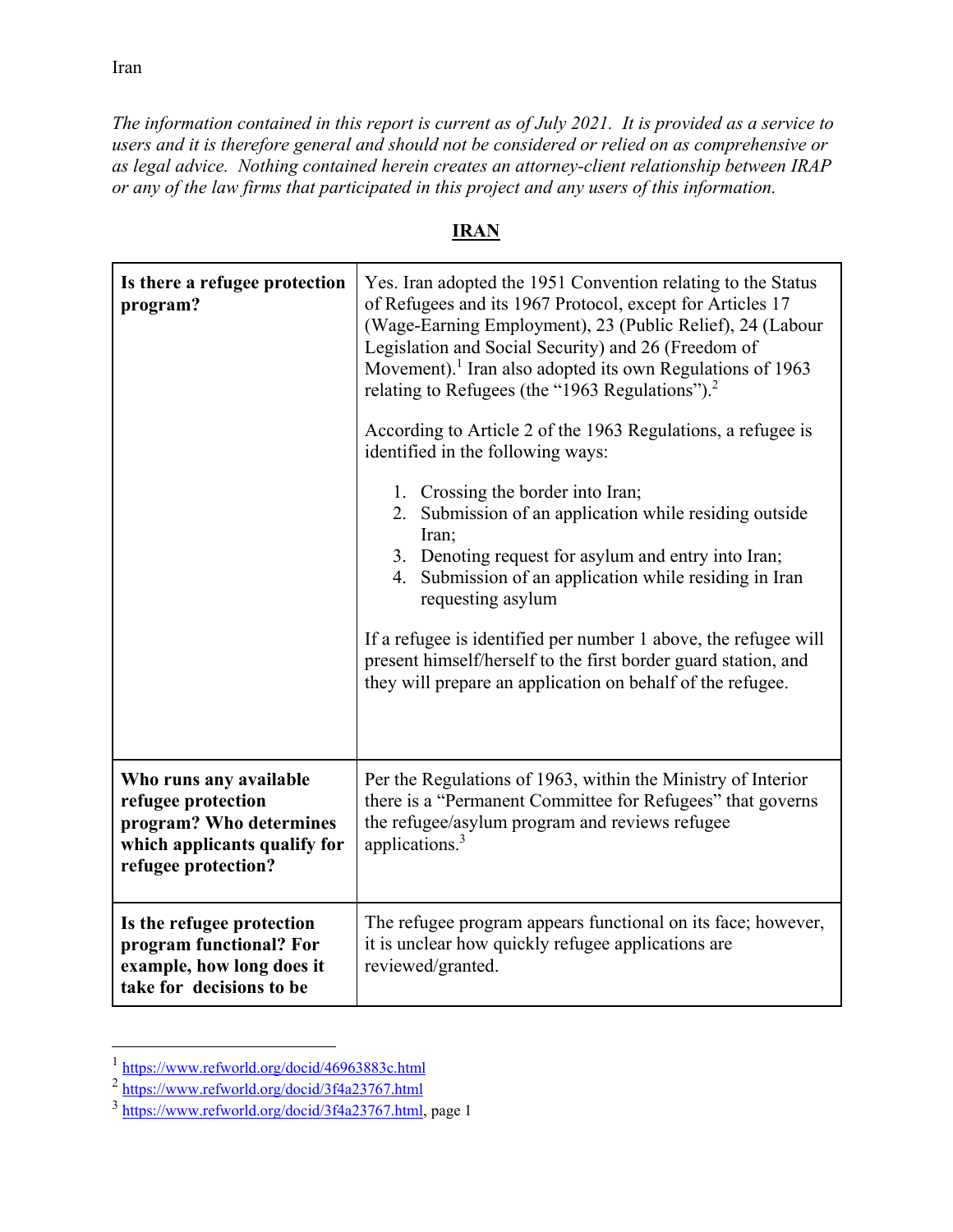Iran

*The information contained in this report is current as of July 2021. It is provided as a service to users and it is therefore general and should not be considered or relied on as comprehensive or as legal advice. Nothing contained herein creates an attorney-client relationship between IRAP or any of the law firms that participated in this project and any users of this information.*

## IRAN

| | |
|---|---|
| **Is there a refugee protection program?** | Yes. Iran adopted the 1951 Convention relating to the Status of Refugees and its 1967 Protocol, except for Articles 17 (Wage-Earning Employment), 23 (Public Relief), 24 (Labour Legislation and Social Security) and 26 (Freedom of Movement).[1] Iran also adopted its own Regulations of 1963 relating to Refugees (the "1963 Regulations").[2]<br><br>According to Article 2 of the 1963 Regulations, a refugee is identified in the following ways:<br><br>1. Crossing the border into Iran;<br>2. Submission of an application while residing outside Iran;<br>3. Denoting request for asylum and entry into Iran;<br>4. Submission of an application while residing in Iran requesting asylum<br><br>If a refugee is identified per number 1 above, the refugee will present himself/herself to the first border guard station, and they will prepare an application on behalf of the refugee. |
| **Who runs any available refugee protection program? Who determines which applicants qualify for refugee protection?** | Per the Regulations of 1963, within the Ministry of Interior there is a "Permanent Committee for Refugees" that governs the refugee/asylum program and reviews refugee applications.[3] |
| **Is the refugee protection program functional? For example, how long does it take for decisions to be** | The refugee program appears functional on its face; however, it is unclear how quickly refugee applications are reviewed/granted. |

[1] https://www.refworld.org/docid/46963883c.html

[2] https://www.refworld.org/docid/3f4a23767.html

[3] https://www.refworld.org/docid/3f4a23767.html, page 1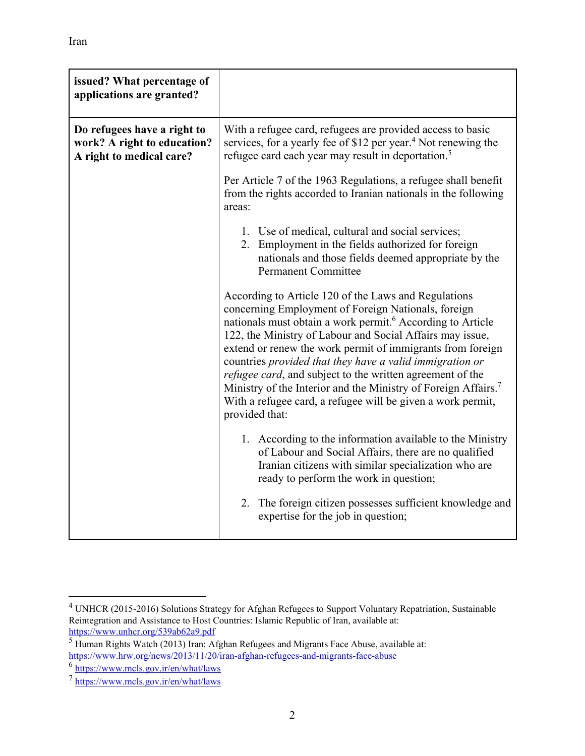| issued? What percentage of applications are granted? | |
|---|---|
| **Do refugees have a right to work? A right to education? A right to medical care?** | With a refugee card, refugees are provided access to basic services, for a yearly fee of $12 per year.[4] Not renewing the refugee card each year may result in deportation.[5]<br><br>Per Article 7 of the 1963 Regulations, a refugee shall benefit from the rights accorded to Iranian nationals in the following areas:<br><br>1. Use of medical, cultural and social services;<br>2. Employment in the fields authorized for foreign nationals and those fields deemed appropriate by the Permanent Committee<br><br>According to Article 120 of the Laws and Regulations concerning Employment of Foreign Nationals, foreign nationals must obtain a work permit.[6] According to Article 122, the Ministry of Labour and Social Affairs may issue, extend or renew the work permit of immigrants from foreign countries *provided that they have a valid immigration or refugee card*, and subject to the written agreement of the Ministry of the Interior and the Ministry of Foreign Affairs.[7] With a refugee card, a refugee will be given a work permit, provided that:<br><br>1. According to the information available to the Ministry of Labour and Social Affairs, there are no qualified Iranian citizens with similar specialization who are ready to perform the work in question;<br><br>2. The foreign citizen possesses sufficient knowledge and expertise for the job in question; |

[4] UNHCR (2015-2016) Solutions Strategy for Afghan Refugees to Support Voluntary Repatriation, Sustainable Reintegration and Assistance to Host Countries: Islamic Republic of Iran, available at: https://www.unhcr.org/539ab62a9.pdf

[5] Human Rights Watch (2013) Iran: Afghan Refugees and Migrants Face Abuse, available at: https://www.hrw.org/news/2013/11/20/iran-afghan-refugees-and-migrants-face-abuse

[6] https://www.mcls.gov.ir/en/what/laws

[7] https://www.mcls.gov.ir/en/what/laws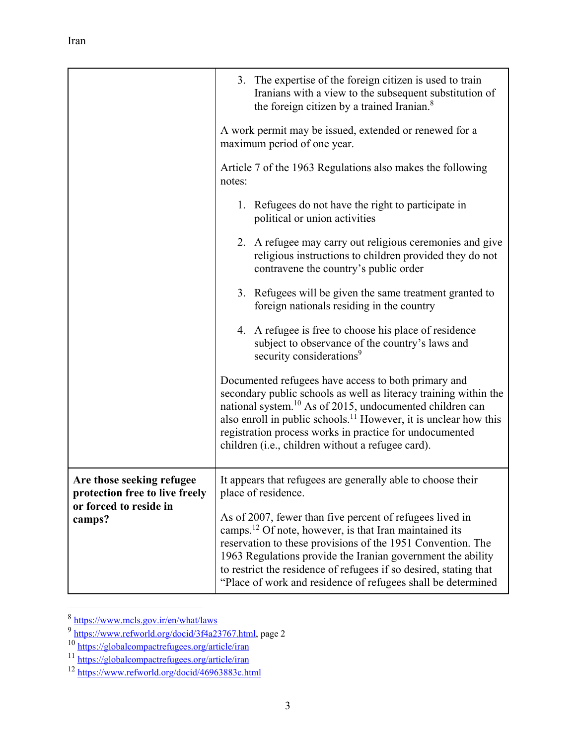| | |
|---|---|
| | 3. The expertise of the foreign citizen is used to train Iranians with a view to the subsequent substitution of the foreign citizen by a trained Iranian.[8]<br><br>A work permit may be issued, extended or renewed for a maximum period of one year.<br><br>Article 7 of the 1963 Regulations also makes the following notes:<br><br>1. Refugees do not have the right to participate in political or union activities<br>2. A refugee may carry out religious ceremonies and give religious instructions to children provided they do not contravene the country's public order<br>3. Refugees will be given the same treatment granted to foreign nationals residing in the country<br>4. A refugee is free to choose his place of residence subject to observance of the country's laws and security considerations[9]<br><br>Documented refugees have access to both primary and secondary public schools as well as literacy training within the national system.[10] As of 2015, undocumented children can also enroll in public schools.[11] However, it is unclear how this registration process works in practice for undocumented children (i.e., children without a refugee card). |
| **Are those seeking refugee protection free to live freely or forced to reside in camps?** | It appears that refugees are generally able to choose their place of residence.<br><br>As of 2007, fewer than five percent of refugees lived in camps.[12] Of note, however, is that Iran maintained its reservation to these provisions of the 1951 Convention. The 1963 Regulations provide the Iranian government the ability to restrict the residence of refugees if so desired, stating that "Place of work and residence of refugees shall be determined |

[8] https://www.mcls.gov.ir/en/what/laws

[9] https://www.refworld.org/docid/3f4a23767.html, page 2

[10] https://globalcompactrefugees.org/article/iran

[11] https://globalcompactrefugees.org/article/iran

[12] https://www.refworld.org/docid/46963883c.html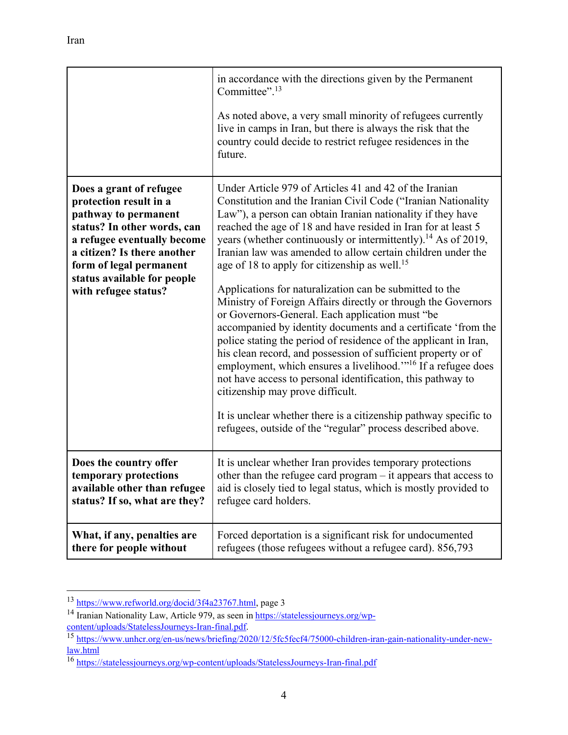| | |
|---|---|
| | in accordance with the directions given by the Permanent Committee".[13]<br><br>As noted above, a very small minority of refugees currently live in camps in Iran, but there is always the risk that the country could decide to restrict refugee residences in the future. |
| **Does a grant of refugee protection result in a pathway to permanent status? In other words, can a refugee eventually become a citizen? Is there another form of legal permanent status available for people with refugee status?** | Under Article 979 of Articles 41 and 42 of the Iranian Constitution and the Iranian Civil Code ("Iranian Nationality Law"), a person can obtain Iranian nationality if they have reached the age of 18 and have resided in Iran for at least 5 years (whether continuously or intermittently).[14] As of 2019, Iranian law was amended to allow certain children under the age of 18 to apply for citizenship as well.[15]<br><br>Applications for naturalization can be submitted to the Ministry of Foreign Affairs directly or through the Governors or Governors-General. Each application must "be accompanied by identity documents and a certificate 'from the police stating the period of residence of the applicant in Iran, his clean record, and possession of sufficient property or of employment, which ensures a livelihood.'"[16] If a refugee does not have access to personal identification, this pathway to citizenship may prove difficult.<br><br>It is unclear whether there is a citizenship pathway specific to refugees, outside of the "regular" process described above. |
| **Does the country offer temporary protections available other than refugee status? If so, what are they?** | It is unclear whether Iran provides temporary protections other than the refugee card program – it appears that access to aid is closely tied to legal status, which is mostly provided to refugee card holders. |
| **What, if any, penalties are there for people without** | Forced deportation is a significant risk for undocumented refugees (those refugees without a refugee card). 856,793 |

[13] https://www.refworld.org/docid/3f4a23767.html, page 3

[14] Iranian Nationality Law, Article 979, as seen in https://statelessjourneys.org/wp-content/uploads/StatelessJourneys-Iran-final.pdf.

[15] https://www.unhcr.org/en-us/news/briefing/2020/12/5fc5fecf4/75000-children-iran-gain-nationality-under-new-law.html

[16] https://statelessjourneys.org/wp-content/uploads/StatelessJourneys-Iran-final.pdf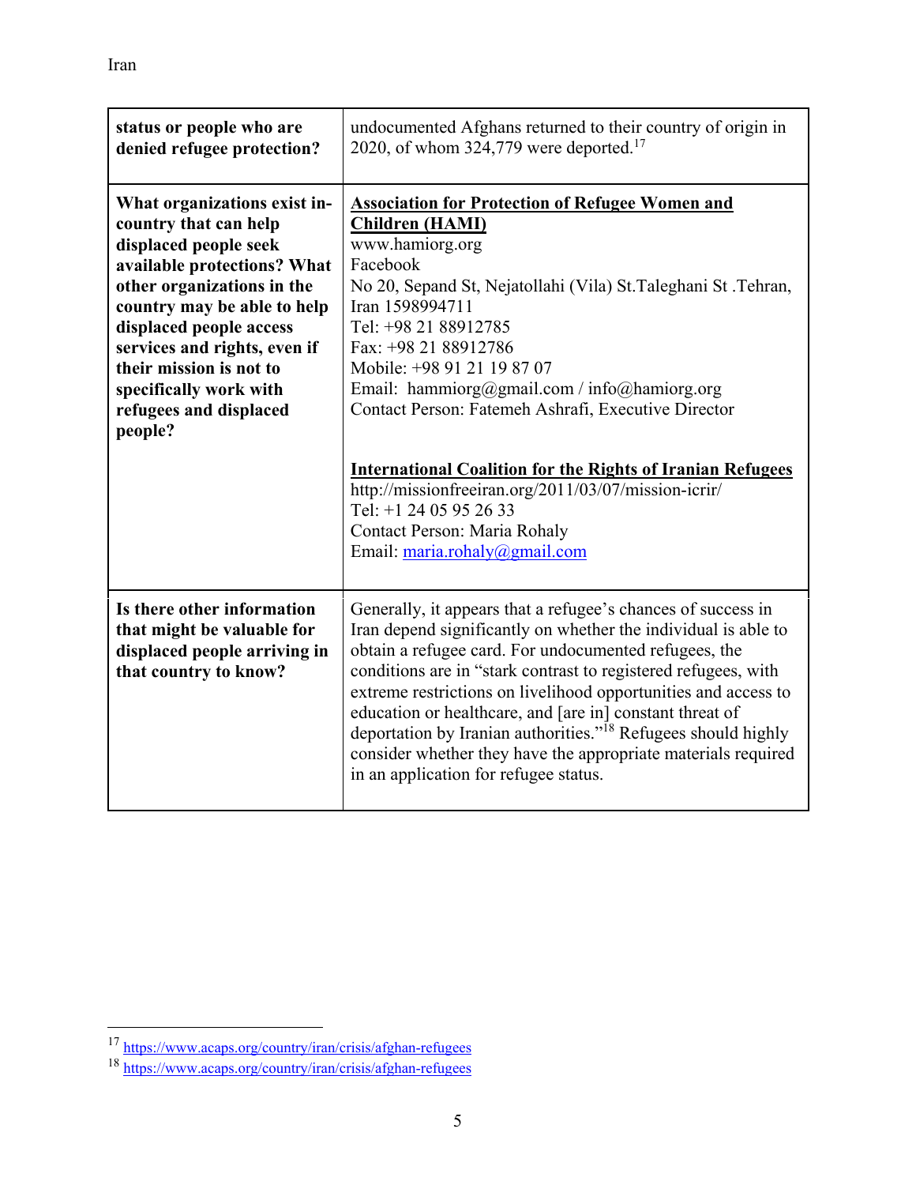| | |
|---|---|
| **status or people who are denied refugee protection?** | undocumented Afghans returned to their country of origin in 2020, of whom 324,779 were deported.[17] |
| **What organizations exist in-country that can help displaced people seek available protections? What other organizations in the country may be able to help displaced people access services and rights, even if their mission is not to specifically work with refugees and displaced people?** | **Association for Protection of Refugee Women and Children (HAMI)**<br>www.hamiorg.org<br>Facebook<br>No 20, Sepand St, Nejatollahi (Vila) St.Taleghani St .Tehran, Iran 1598994711<br>Tel: +98 21 88912785<br>Fax: +98 21 88912786<br>Mobile: +98 91 21 19 87 07<br>Email: hammiorg@gmail.com / info@hamiorg.org<br>Contact Person: Fatemeh Ashrafi, Executive Director<br><br>**International Coalition for the Rights of Iranian Refugees**<br>http://missionfreeiran.org/2011/03/07/mission-icrir/<br>Tel: +1 24 05 95 26 33<br>Contact Person: Maria Rohaly<br>Email: maria.rohaly@gmail.com |
| **Is there other information that might be valuable for displaced people arriving in that country to know?** | Generally, it appears that a refugee's chances of success in Iran depend significantly on whether the individual is able to obtain a refugee card. For undocumented refugees, the conditions are in "stark contrast to registered refugees, with extreme restrictions on livelihood opportunities and access to education or healthcare, and [are in] constant threat of deportation by Iranian authorities."[18] Refugees should highly consider whether they have the appropriate materials required in an application for refugee status. |

[17] https://www.acaps.org/country/iran/crisis/afghan-refugees

[18] https://www.acaps.org/country/iran/crisis/afghan-refugees